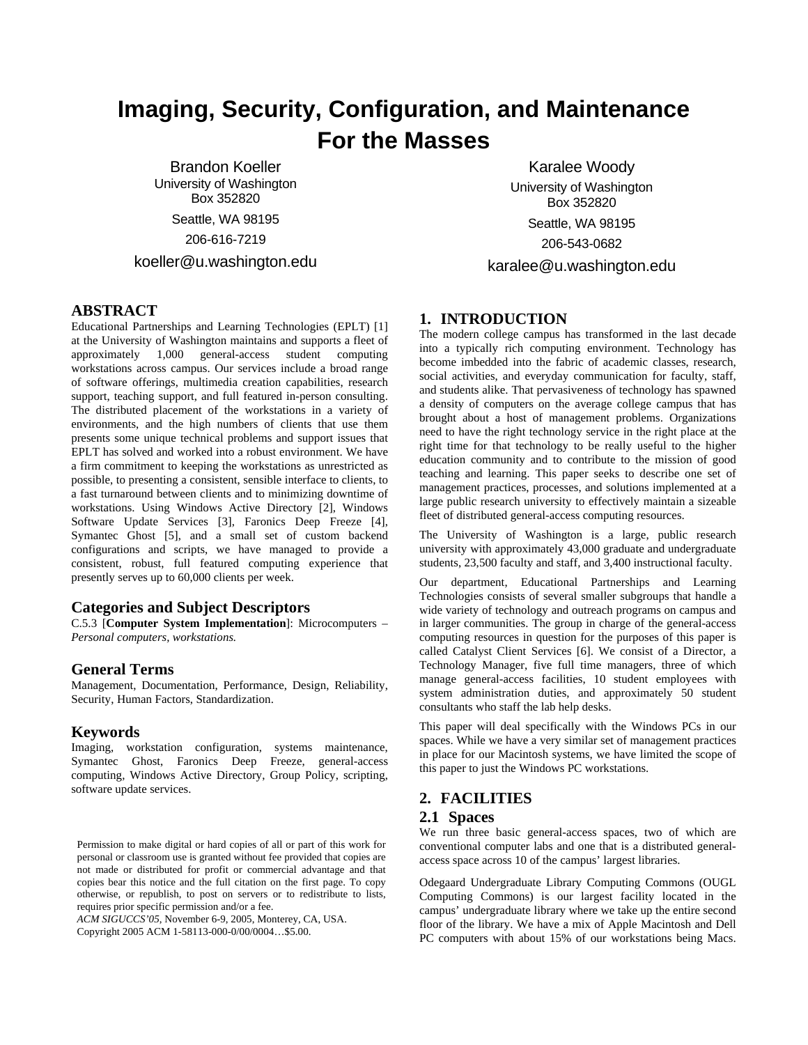# Imaging, Security, Configuration, and Maintenance For the Masses

Brandon Koeller
University of Washington
Box 352820
Seattle, WA 98195
206-616-7219
koeller@u.washington.edu

Karalee Woody
University of Washington
Box 352820
Seattle, WA 98195
206-543-0682
karalee@u.washington.edu

## ABSTRACT

Educational Partnerships and Learning Technologies (EPLT) [1] at the University of Washington maintains and supports a fleet of approximately 1,000 general-access student computing workstations across campus. Our services include a broad range of software offerings, multimedia creation capabilities, research support, teaching support, and full featured in-person consulting. The distributed placement of the workstations in a variety of environments, and the high numbers of clients that use them presents some unique technical problems and support issues that EPLT has solved and worked into a robust environment. We have a firm commitment to keeping the workstations as unrestricted as possible, to presenting a consistent, sensible interface to clients, to a fast turnaround between clients and to minimizing downtime of workstations. Using Windows Active Directory [2], Windows Software Update Services [3], Faronics Deep Freeze [4], Symantec Ghost [5], and a small set of custom backend configurations and scripts, we have managed to provide a consistent, robust, full featured computing experience that presently serves up to 60,000 clients per week.

### Categories and Subject Descriptors

C.5.3 [**Computer System Implementation**]: Microcomputers – *Personal computers, workstations.*

### General Terms

Management, Documentation, Performance, Design, Reliability, Security, Human Factors, Standardization.

### Keywords

Imaging, workstation configuration, systems maintenance, Symantec Ghost, Faronics Deep Freeze, general-access computing, Windows Active Directory, Group Policy, scripting, software update services.

Permission to make digital or hard copies of all or part of this work for personal or classroom use is granted without fee provided that copies are not made or distributed for profit or commercial advantage and that copies bear this notice and the full citation on the first page. To copy otherwise, or republish, to post on servers or to redistribute to lists, requires prior specific permission and/or a fee.
*ACM SIGUCCS'05,* November 6-9, 2005, Monterey, CA, USA.
Copyright 2005 ACM 1-58113-000-0/00/0004…$5.00.

## 1. INTRODUCTION

The modern college campus has transformed in the last decade into a typically rich computing environment. Technology has become imbedded into the fabric of academic classes, research, social activities, and everyday communication for faculty, staff, and students alike. That pervasiveness of technology has spawned a density of computers on the average college campus that has brought about a host of management problems. Organizations need to have the right technology service in the right place at the right time for that technology to be really useful to the higher education community and to contribute to the mission of good teaching and learning. This paper seeks to describe one set of management practices, processes, and solutions implemented at a large public research university to effectively maintain a sizeable fleet of distributed general-access computing resources.

The University of Washington is a large, public research university with approximately 43,000 graduate and undergraduate students, 23,500 faculty and staff, and 3,400 instructional faculty.

Our department, Educational Partnerships and Learning Technologies consists of several smaller subgroups that handle a wide variety of technology and outreach programs on campus and in larger communities. The group in charge of the general-access computing resources in question for the purposes of this paper is called Catalyst Client Services [6]. We consist of a Director, a Technology Manager, five full time managers, three of which manage general-access facilities, 10 student employees with system administration duties, and approximately 50 student consultants who staff the lab help desks.

This paper will deal specifically with the Windows PCs in our spaces. While we have a very similar set of management practices in place for our Macintosh systems, we have limited the scope of this paper to just the Windows PC workstations.

## 2. FACILITIES

### 2.1 Spaces

We run three basic general-access spaces, two of which are conventional computer labs and one that is a distributed general-access space across 10 of the campus' largest libraries.

Odegaard Undergraduate Library Computing Commons (OUGL Computing Commons) is our largest facility located in the campus' undergraduate library where we take up the entire second floor of the library. We have a mix of Apple Macintosh and Dell PC computers with about 15% of our workstations being Macs.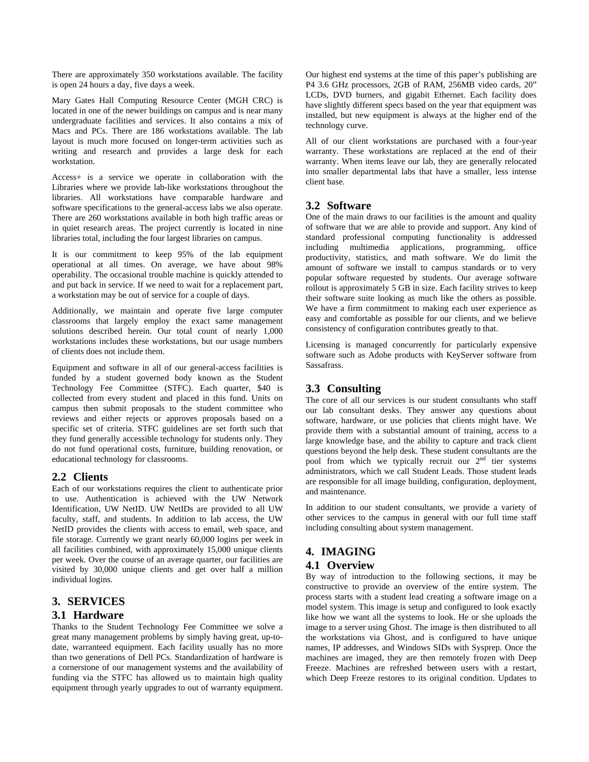There are approximately 350 workstations available. The facility is open 24 hours a day, five days a week.

Mary Gates Hall Computing Resource Center (MGH CRC) is located in one of the newer buildings on campus and is near many undergraduate facilities and services. It also contains a mix of Macs and PCs. There are 186 workstations available. The lab layout is much more focused on longer-term activities such as writing and research and provides a large desk for each workstation.

Access+ is a service we operate in collaboration with the Libraries where we provide lab-like workstations throughout the libraries. All workstations have comparable hardware and software specifications to the general-access labs we also operate. There are 260 workstations available in both high traffic areas or in quiet research areas. The project currently is located in nine libraries total, including the four largest libraries on campus.

It is our commitment to keep 95% of the lab equipment operational at all times. On average, we have about 98% operability. The occasional trouble machine is quickly attended to and put back in service. If we need to wait for a replacement part, a workstation may be out of service for a couple of days.

Additionally, we maintain and operate five large computer classrooms that largely employ the exact same management solutions described herein. Our total count of nearly 1,000 workstations includes these workstations, but our usage numbers of clients does not include them.

Equipment and software in all of our general-access facilities is funded by a student governed body known as the Student Technology Fee Committee (STFC). Each quarter, $40 is collected from every student and placed in this fund. Units on campus then submit proposals to the student committee who reviews and either rejects or approves proposals based on a specific set of criteria. STFC guidelines are set forth such that they fund generally accessible technology for students only. They do not fund operational costs, furniture, building renovation, or educational technology for classrooms.

## 2.2 Clients

Each of our workstations requires the client to authenticate prior to use. Authentication is achieved with the UW Network Identification, UW NetID. UW NetIDs are provided to all UW faculty, staff, and students. In addition to lab access, the UW NetID provides the clients with access to email, web space, and file storage. Currently we grant nearly 60,000 logins per week in all facilities combined, with approximately 15,000 unique clients per week. Over the course of an average quarter, our facilities are visited by 30,000 unique clients and get over half a million individual logins.

# 3. SERVICES

## 3.1 Hardware

Thanks to the Student Technology Fee Committee we solve a great many management problems by simply having great, up-to-date, warranteed equipment. Each facility usually has no more than two generations of Dell PCs. Standardization of hardware is a cornerstone of our management systems and the availability of funding via the STFC has allowed us to maintain high quality equipment through yearly upgrades to out of warranty equipment. Our highest end systems at the time of this paper's publishing are P4 3.6 GHz processors, 2GB of RAM, 256MB video cards, 20" LCDs, DVD burners, and gigabit Ethernet. Each facility does have slightly different specs based on the year that equipment was installed, but new equipment is always at the higher end of the technology curve.

All of our client workstations are purchased with a four-year warranty. These workstations are replaced at the end of their warranty. When items leave our lab, they are generally relocated into smaller departmental labs that have a smaller, less intense client base.

## 3.2 Software

One of the main draws to our facilities is the amount and quality of software that we are able to provide and support. Any kind of standard professional computing functionality is addressed including multimedia applications, programming, office productivity, statistics, and math software. We do limit the amount of software we install to campus standards or to very popular software requested by students. Our average software rollout is approximately 5 GB in size. Each facility strives to keep their software suite looking as much like the others as possible. We have a firm commitment to making each user experience as easy and comfortable as possible for our clients, and we believe consistency of configuration contributes greatly to that.

Licensing is managed concurrently for particularly expensive software such as Adobe products with KeyServer software from Sassafrass.

## 3.3 Consulting

The core of all our services is our student consultants who staff our lab consultant desks. They answer any questions about software, hardware, or use policies that clients might have. We provide them with a substantial amount of training, access to a large knowledge base, and the ability to capture and track client questions beyond the help desk. These student consultants are the pool from which we typically recruit our 2nd tier systems administrators, which we call Student Leads. Those student leads are responsible for all image building, configuration, deployment, and maintenance.

In addition to our student consultants, we provide a variety of other services to the campus in general with our full time staff including consulting about system management.

# 4. IMAGING

## 4.1 Overview

By way of introduction to the following sections, it may be constructive to provide an overview of the entire system. The process starts with a student lead creating a software image on a model system. This image is setup and configured to look exactly like how we want all the systems to look. He or she uploads the image to a server using Ghost. The image is then distributed to all the workstations via Ghost, and is configured to have unique names, IP addresses, and Windows SIDs with Sysprep. Once the machines are imaged, they are then remotely frozen with Deep Freeze. Machines are refreshed between users with a restart, which Deep Freeze restores to its original condition. Updates to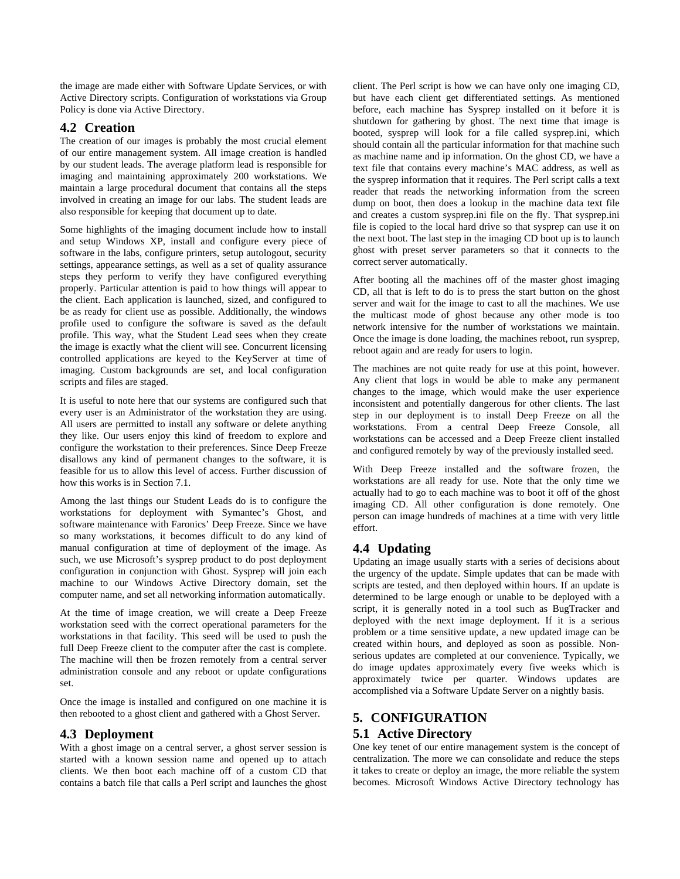the image are made either with Software Update Services, or with Active Directory scripts. Configuration of workstations via Group Policy is done via Active Directory.

## 4.2 Creation

The creation of our images is probably the most crucial element of our entire management system. All image creation is handled by our student leads. The average platform lead is responsible for imaging and maintaining approximately 200 workstations. We maintain a large procedural document that contains all the steps involved in creating an image for our labs. The student leads are also responsible for keeping that document up to date.

Some highlights of the imaging document include how to install and setup Windows XP, install and configure every piece of software in the labs, configure printers, setup autologout, security settings, appearance settings, as well as a set of quality assurance steps they perform to verify they have configured everything properly. Particular attention is paid to how things will appear to the client. Each application is launched, sized, and configured to be as ready for client use as possible. Additionally, the windows profile used to configure the software is saved as the default profile. This way, what the Student Lead sees when they create the image is exactly what the client will see. Concurrent licensing controlled applications are keyed to the KeyServer at time of imaging. Custom backgrounds are set, and local configuration scripts and files are staged.

It is useful to note here that our systems are configured such that every user is an Administrator of the workstation they are using. All users are permitted to install any software or delete anything they like. Our users enjoy this kind of freedom to explore and configure the workstation to their preferences. Since Deep Freeze disallows any kind of permanent changes to the software, it is feasible for us to allow this level of access. Further discussion of how this works is in Section 7.1.

Among the last things our Student Leads do is to configure the workstations for deployment with Symantec's Ghost, and software maintenance with Faronics' Deep Freeze. Since we have so many workstations, it becomes difficult to do any kind of manual configuration at time of deployment of the image. As such, we use Microsoft's sysprep product to do post deployment configuration in conjunction with Ghost. Sysprep will join each machine to our Windows Active Directory domain, set the computer name, and set all networking information automatically.

At the time of image creation, we will create a Deep Freeze workstation seed with the correct operational parameters for the workstations in that facility. This seed will be used to push the full Deep Freeze client to the computer after the cast is complete. The machine will then be frozen remotely from a central server administration console and any reboot or update configurations set.

Once the image is installed and configured on one machine it is then rebooted to a ghost client and gathered with a Ghost Server.

## 4.3 Deployment

With a ghost image on a central server, a ghost server session is started with a known session name and opened up to attach clients. We then boot each machine off of a custom CD that contains a batch file that calls a Perl script and launches the ghost client. The Perl script is how we can have only one imaging CD, but have each client get differentiated settings. As mentioned before, each machine has Sysprep installed on it before it is shutdown for gathering by ghost. The next time that image is booted, sysprep will look for a file called sysprep.ini, which should contain all the particular information for that machine such as machine name and ip information. On the ghost CD, we have a text file that contains every machine's MAC address, as well as the sysprep information that it requires. The Perl script calls a text reader that reads the networking information from the screen dump on boot, then does a lookup in the machine data text file and creates a custom sysprep.ini file on the fly. That sysprep.ini file is copied to the local hard drive so that sysprep can use it on the next boot. The last step in the imaging CD boot up is to launch ghost with preset server parameters so that it connects to the correct server automatically.

After booting all the machines off of the master ghost imaging CD, all that is left to do is to press the start button on the ghost server and wait for the image to cast to all the machines. We use the multicast mode of ghost because any other mode is too network intensive for the number of workstations we maintain. Once the image is done loading, the machines reboot, run sysprep, reboot again and are ready for users to login.

The machines are not quite ready for use at this point, however. Any client that logs in would be able to make any permanent changes to the image, which would make the user experience inconsistent and potentially dangerous for other clients. The last step in our deployment is to install Deep Freeze on all the workstations. From a central Deep Freeze Console, all workstations can be accessed and a Deep Freeze client installed and configured remotely by way of the previously installed seed.

With Deep Freeze installed and the software frozen, the workstations are all ready for use. Note that the only time we actually had to go to each machine was to boot it off of the ghost imaging CD. All other configuration is done remotely. One person can image hundreds of machines at a time with very little effort.

## 4.4 Updating

Updating an image usually starts with a series of decisions about the urgency of the update. Simple updates that can be made with scripts are tested, and then deployed within hours. If an update is determined to be large enough or unable to be deployed with a script, it is generally noted in a tool such as BugTracker and deployed with the next image deployment. If it is a serious problem or a time sensitive update, a new updated image can be created within hours, and deployed as soon as possible. Non-serious updates are completed at our convenience. Typically, we do image updates approximately every five weeks which is approximately twice per quarter. Windows updates are accomplished via a Software Update Server on a nightly basis.

# 5. CONFIGURATION

## 5.1 Active Directory

One key tenet of our entire management system is the concept of centralization. The more we can consolidate and reduce the steps it takes to create or deploy an image, the more reliable the system becomes. Microsoft Windows Active Directory technology has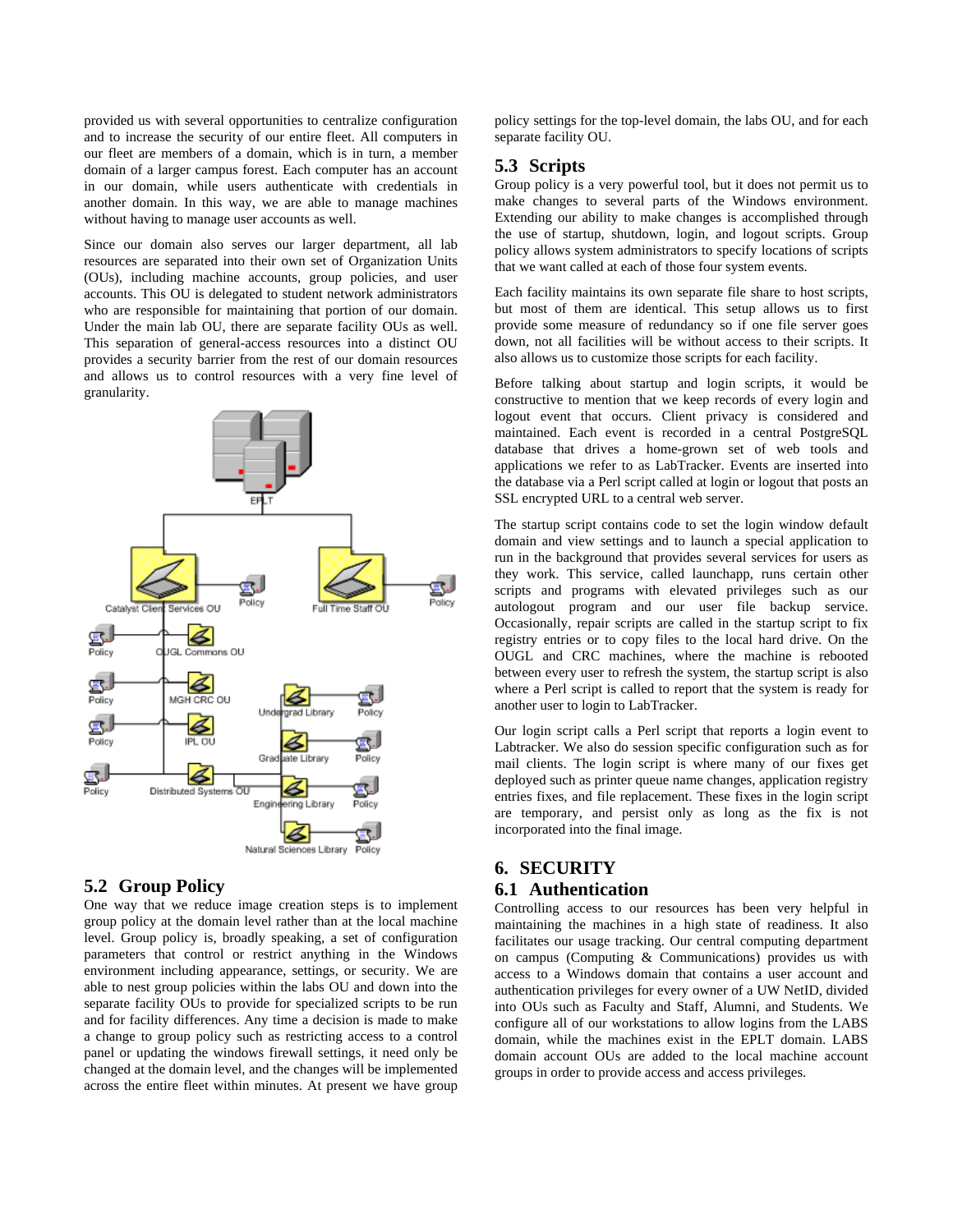provided us with several opportunities to centralize configuration and to increase the security of our entire fleet. All computers in our fleet are members of a domain, which is in turn, a member domain of a larger campus forest. Each computer has an account in our domain, while users authenticate with credentials in another domain. In this way, we are able to manage machines without having to manage user accounts as well.

Since our domain also serves our larger department, all lab resources are separated into their own set of Organization Units (OUs), including machine accounts, group policies, and user accounts. This OU is delegated to student network administrators who are responsible for maintaining that portion of our domain. Under the main lab OU, there are separate facility OUs as well. This separation of general-access resources into a distinct OU provides a security barrier from the rest of our domain resources and allows us to control resources with a very fine level of granularity.

## 5.2 Group Policy

One way that we reduce image creation steps is to implement group policy at the domain level rather than at the local machine level. Group policy is, broadly speaking, a set of configuration parameters that control or restrict anything in the Windows environment including appearance, settings, or security. We are able to nest group policies within the labs OU and down into the separate facility OUs to provide for specialized scripts to be run and for facility differences. Any time a decision is made to make a change to group policy such as restricting access to a control panel or updating the windows firewall settings, it need only be changed at the domain level, and the changes will be implemented across the entire fleet within minutes. At present we have group policy settings for the top-level domain, the labs OU, and for each separate facility OU.

## 5.3 Scripts

Group policy is a very powerful tool, but it does not permit us to make changes to several parts of the Windows environment. Extending our ability to make changes is accomplished through the use of startup, shutdown, login, and logout scripts. Group policy allows system administrators to specify locations of scripts that we want called at each of those four system events.

Each facility maintains its own separate file share to host scripts, but most of them are identical. This setup allows us to first provide some measure of redundancy so if one file server goes down, not all facilities will be without access to their scripts. It also allows us to customize those scripts for each facility.

Before talking about startup and login scripts, it would be constructive to mention that we keep records of every login and logout event that occurs. Client privacy is considered and maintained. Each event is recorded in a central PostgreSQL database that drives a home-grown set of web tools and applications we refer to as LabTracker. Events are inserted into the database via a Perl script called at login or logout that posts an SSL encrypted URL to a central web server.

The startup script contains code to set the login window default domain and view settings and to launch a special application to run in the background that provides several services for users as they work. This service, called launchapp, runs certain other scripts and programs with elevated privileges such as our autologout program and our user file backup service. Occasionally, repair scripts are called in the startup script to fix registry entries or to copy files to the local hard drive. On the OUGL and CRC machines, where the machine is rebooted between every user to refresh the system, the startup script is also where a Perl script is called to report that the system is ready for another user to login to LabTracker.

Our login script calls a Perl script that reports a login event to Labtracker. We also do session specific configuration such as for mail clients. The login script is where many of our fixes get deployed such as printer queue name changes, application registry entries fixes, and file replacement. These fixes in the login script are temporary, and persist only as long as the fix is not incorporated into the final image.

# 6. SECURITY

## 6.1 Authentication

Controlling access to our resources has been very helpful in maintaining the machines in a high state of readiness. It also facilitates our usage tracking. Our central computing department on campus (Computing & Communications) provides us with access to a Windows domain that contains a user account and authentication privileges for every owner of a UW NetID, divided into OUs such as Faculty and Staff, Alumni, and Students. We configure all of our workstations to allow logins from the LABS domain, while the machines exist in the EPLT domain. LABS domain account OUs are added to the local machine account groups in order to provide access and access privileges.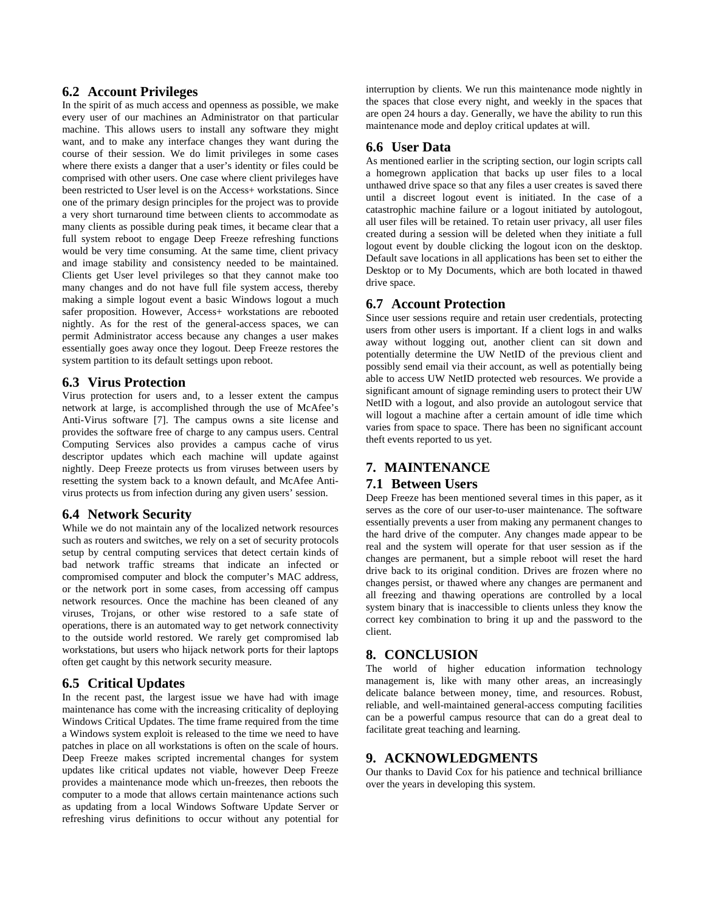### 6.2 Account Privileges

In the spirit of as much access and openness as possible, we make every user of our machines an Administrator on that particular machine. This allows users to install any software they might want, and to make any interface changes they want during the course of their session. We do limit privileges in some cases where there exists a danger that a user's identity or files could be comprised with other users. One case where client privileges have been restricted to User level is on the Access+ workstations. Since one of the primary design principles for the project was to provide a very short turnaround time between clients to accommodate as many clients as possible during peak times, it became clear that a full system reboot to engage Deep Freeze refreshing functions would be very time consuming. At the same time, client privacy and image stability and consistency needed to be maintained. Clients get User level privileges so that they cannot make too many changes and do not have full file system access, thereby making a simple logout event a basic Windows logout a much safer proposition. However, Access+ workstations are rebooted nightly. As for the rest of the general-access spaces, we can permit Administrator access because any changes a user makes essentially goes away once they logout. Deep Freeze restores the system partition to its default settings upon reboot.

### 6.3 Virus Protection

Virus protection for users and, to a lesser extent the campus network at large, is accomplished through the use of McAfee's Anti-Virus software [7]. The campus owns a site license and provides the software free of charge to any campus users. Central Computing Services also provides a campus cache of virus descriptor updates which each machine will update against nightly. Deep Freeze protects us from viruses between users by resetting the system back to a known default, and McAfee Anti-virus protects us from infection during any given users' session.

### 6.4 Network Security

While we do not maintain any of the localized network resources such as routers and switches, we rely on a set of security protocols setup by central computing services that detect certain kinds of bad network traffic streams that indicate an infected or compromised computer and block the computer's MAC address, or the network port in some cases, from accessing off campus network resources. Once the machine has been cleaned of any viruses, Trojans, or other wise restored to a safe state of operations, there is an automated way to get network connectivity to the outside world restored. We rarely get compromised lab workstations, but users who hijack network ports for their laptops often get caught by this network security measure.

### 6.5 Critical Updates

In the recent past, the largest issue we have had with image maintenance has come with the increasing criticality of deploying Windows Critical Updates. The time frame required from the time a Windows system exploit is released to the time we need to have patches in place on all workstations is often on the scale of hours. Deep Freeze makes scripted incremental changes for system updates like critical updates not viable, however Deep Freeze provides a maintenance mode which un-freezes, then reboots the computer to a mode that allows certain maintenance actions such as updating from a local Windows Software Update Server or refreshing virus definitions to occur without any potential for interruption by clients. We run this maintenance mode nightly in the spaces that close every night, and weekly in the spaces that are open 24 hours a day. Generally, we have the ability to run this maintenance mode and deploy critical updates at will.

### 6.6 User Data

As mentioned earlier in the scripting section, our login scripts call a homegrown application that backs up user files to a local unthawed drive space so that any files a user creates is saved there until a discreet logout event is initiated. In the case of a catastrophic machine failure or a logout initiated by autologout, all user files will be retained. To retain user privacy, all user files created during a session will be deleted when they initiate a full logout event by double clicking the logout icon on the desktop. Default save locations in all applications has been set to either the Desktop or to My Documents, which are both located in thawed drive space.

### 6.7 Account Protection

Since user sessions require and retain user credentials, protecting users from other users is important. If a client logs in and walks away without logging out, another client can sit down and potentially determine the UW NetID of the previous client and possibly send email via their account, as well as potentially being able to access UW NetID protected web resources. We provide a significant amount of signage reminding users to protect their UW NetID with a logout, and also provide an autologout service that will logout a machine after a certain amount of idle time which varies from space to space. There has been no significant account theft events reported to us yet.

## 7. MAINTENANCE

### 7.1 Between Users

Deep Freeze has been mentioned several times in this paper, as it serves as the core of our user-to-user maintenance. The software essentially prevents a user from making any permanent changes to the hard drive of the computer. Any changes made appear to be real and the system will operate for that user session as if the changes are permanent, but a simple reboot will reset the hard drive back to its original condition. Drives are frozen where no changes persist, or thawed where any changes are permanent and all freezing and thawing operations are controlled by a local system binary that is inaccessible to clients unless they know the correct key combination to bring it up and the password to the client.

## 8. CONCLUSION

The world of higher education information technology management is, like with many other areas, an increasingly delicate balance between money, time, and resources. Robust, reliable, and well-maintained general-access computing facilities can be a powerful campus resource that can do a great deal to facilitate great teaching and learning.

## 9. ACKNOWLEDGMENTS

Our thanks to David Cox for his patience and technical brilliance over the years in developing this system.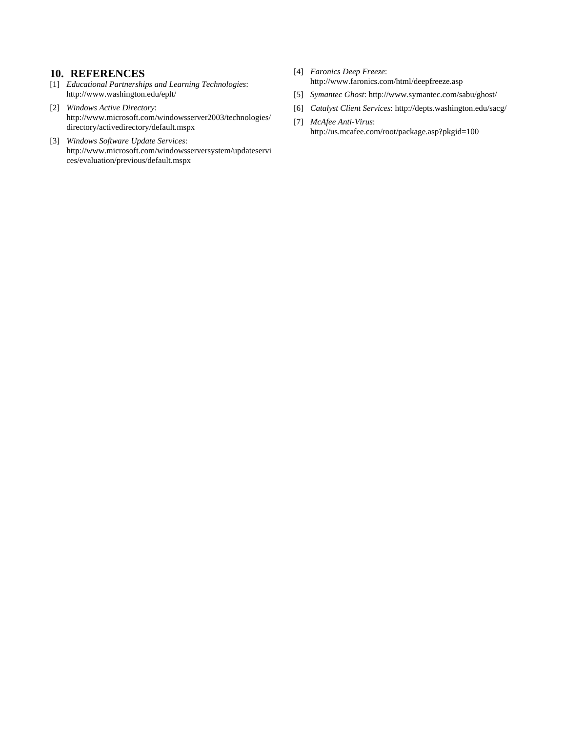## 10. REFERENCES

[1] *Educational Partnerships and Learning Technologies*: http://www.washington.edu/eplt/

[2] *Windows Active Directory*: http://www.microsoft.com/windowsserver2003/technologies/directory/activedirectory/default.mspx

[3] *Windows Software Update Services*: http://www.microsoft.com/windowsserversystem/updateservices/evaluation/previous/default.mspx

[4] *Faronics Deep Freeze*: http://www.faronics.com/html/deepfreeze.asp

[5] *Symantec Ghost*: http://www.symantec.com/sabu/ghost/

[6] *Catalyst Client Services*: http://depts.washington.edu/sacg/

[7] *McAfee Anti-Virus*: http://us.mcafee.com/root/package.asp?pkgid=100